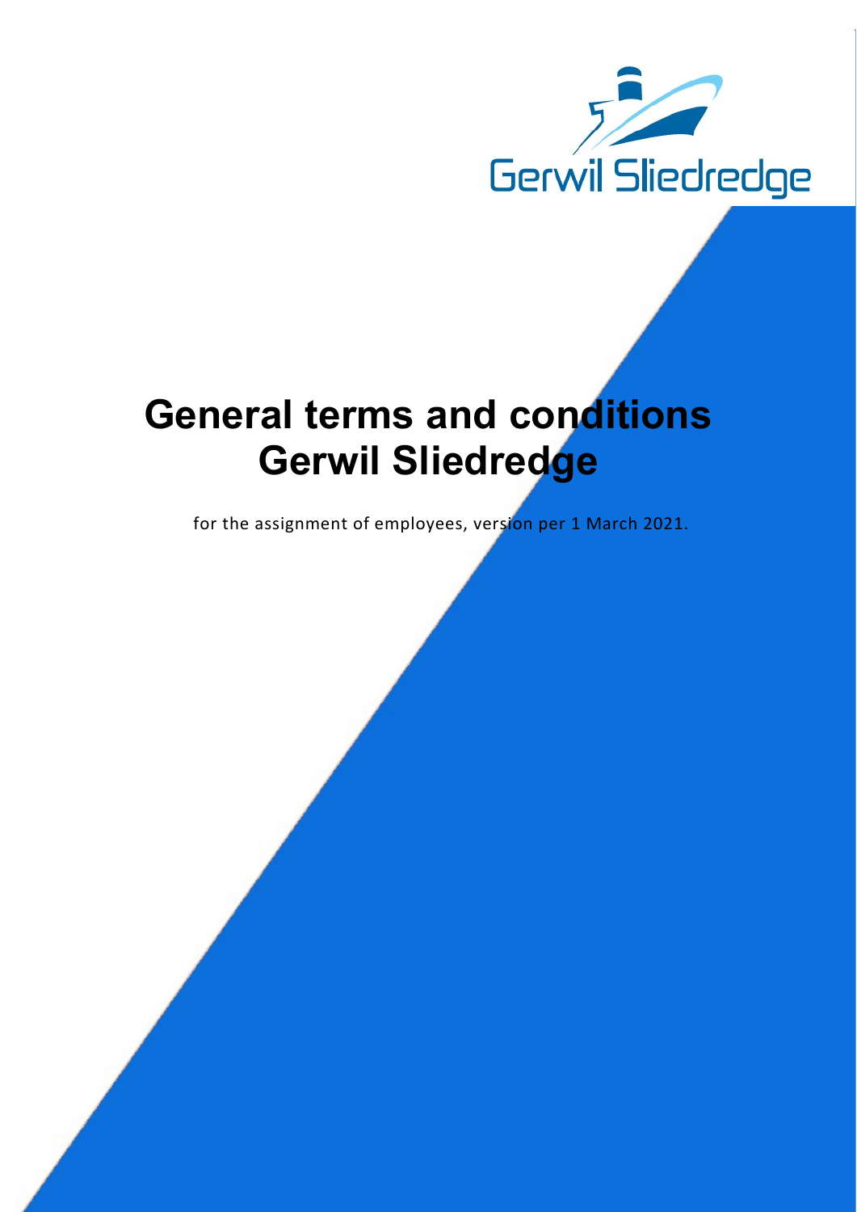Gerwil Sliedredge

# General terms and conditions Gerwil Sliedredge

for the assignment of employees, version per 1 March 2021.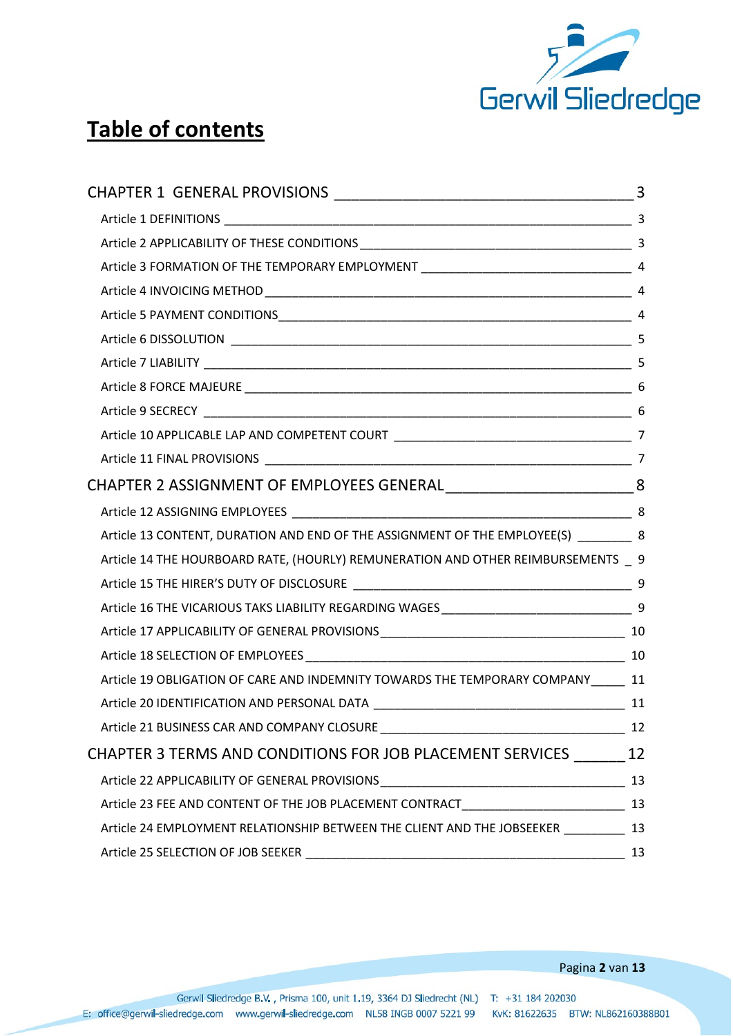# Table of contents

CHAPTER 1 GENERAL PROVISIONS ____________________________________ 3

Article 1 DEFINITIONS ____________________________________________ 3

Article 2 APPLICABILITY OF THESE CONDITIONS ____________________________ 3

Article 3 FORMATION OF THE TEMPORARY EMPLOYMENT _____________________ 4

Article 4 INVOICING METHOD _______________________________________ 4

Article 5 PAYMENT CONDITIONS ____________________________________ 4

Article 6 DISSOLUTION ___________________________________________ 5

Article 7 LIABILITY _______________________________________________ 5

Article 8 FORCE MAJEURE _________________________________________ 6

Article 9 SECRECY _______________________________________________ 6

Article 10 APPLICABLE LAP AND COMPETENT COURT _______________________ 7

Article 11 FINAL PROVISIONS _______________________________________ 7

CHAPTER 2 ASSIGNMENT OF EMPLOYEES GENERAL______________________ 8

Article 12 ASSIGNING EMPLOYEES ___________________________________ 8

Article 13 CONTENT, DURATION AND END OF THE ASSIGNMENT OF THE EMPLOYEE(S) ________ 8

Article 14 THE HOURBOARD RATE, (HOURLY) REMUNERATION AND OTHER REIMBURSEMENTS _ 9

Article 15 THE HIRER'S DUTY OF DISCLOSURE ____________________________ 9

Article 16 THE VICARIOUS TAKS LIABILITY REGARDING WAGES __________________ 9

Article 17 APPLICABILITY OF GENERAL PROVISIONS ________________________ 10

Article 18 SELECTION OF EMPLOYEES __________________________________ 10

Article 19 OBLIGATION OF CARE AND INDEMNITY TOWARDS THE TEMPORARY COMPANY_____ 11

Article 20 IDENTIFICATION AND PERSONAL DATA __________________________ 11

Article 21 BUSINESS CAR AND COMPANY CLOSURE ________________________ 12

CHAPTER 3 TERMS AND CONDITIONS FOR JOB PLACEMENT SERVICES ______ 12

Article 22 APPLICABILITY OF GENERAL PROVISIONS ________________________ 13

Article 23 FEE AND CONTENT OF THE JOB PLACEMENT CONTRACT _______________ 13

Article 24 EMPLOYMENT RELATIONSHIP BETWEEN THE CLIENT AND THE JOBSEEKER _________ 13

Article 25 SELECTION OF JOB SEEKER _________________________________ 13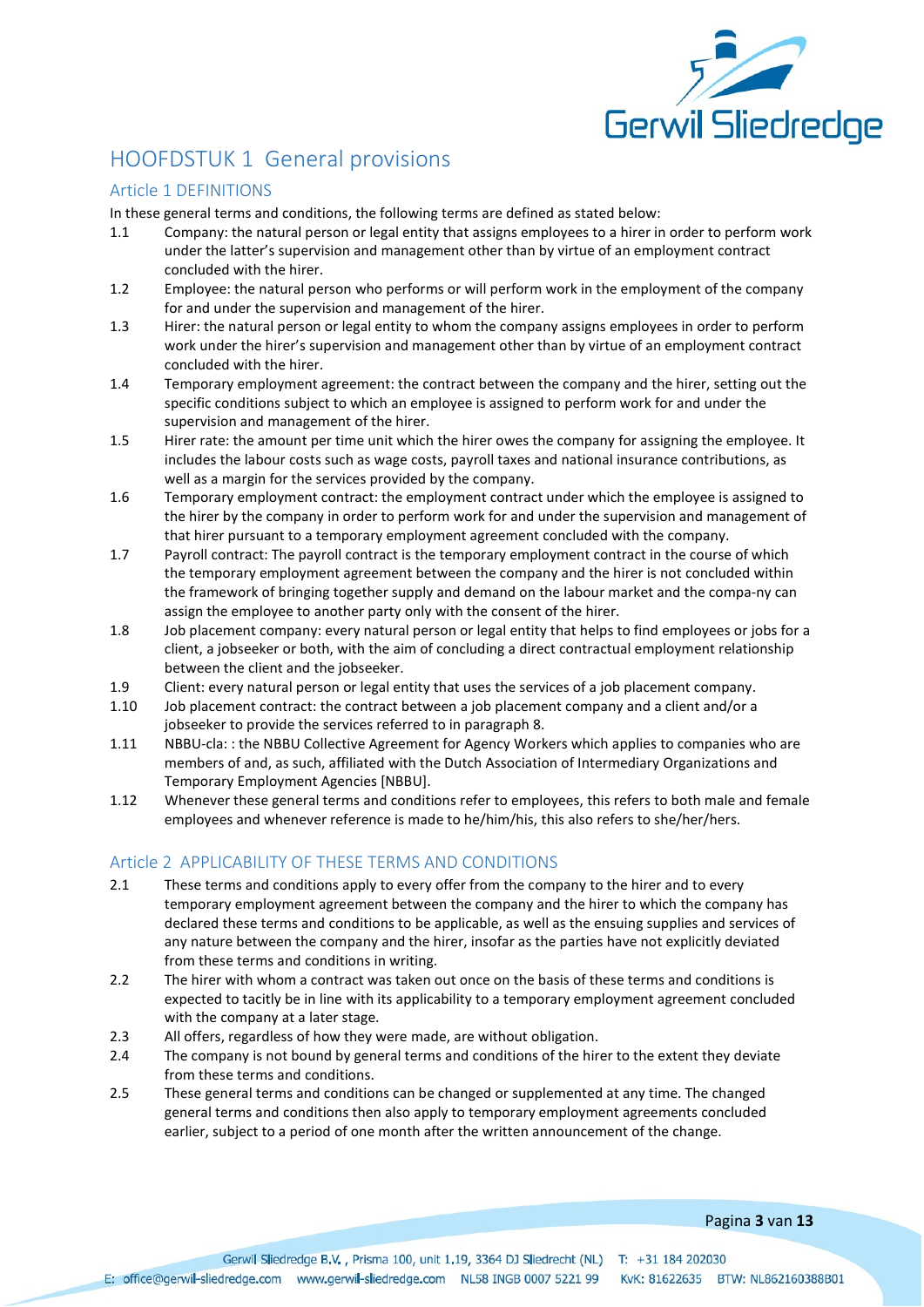# HOOFDSTUK 1 General provisions

## Article 1 DEFINITIONS

In these general terms and conditions, the following terms are defined as stated below:

1.1 Company: the natural person or legal entity that assigns employees to a hirer in order to perform work under the latter's supervision and management other than by virtue of an employment contract concluded with the hirer.

1.2 Employee: the natural person who performs or will perform work in the employment of the company for and under the supervision and management of the hirer.

1.3 Hirer: the natural person or legal entity to whom the company assigns employees in order to perform work under the hirer's supervision and management other than by virtue of an employment contract concluded with the hirer.

1.4 Temporary employment agreement: the contract between the company and the hirer, setting out the specific conditions subject to which an employee is assigned to perform work for and under the supervision and management of the hirer.

1.5 Hirer rate: the amount per time unit which the hirer owes the company for assigning the employee. It includes the labour costs such as wage costs, payroll taxes and national insurance contributions, as well as a margin for the services provided by the company.

1.6 Temporary employment contract: the employment contract under which the employee is assigned to the hirer by the company in order to perform work for and under the supervision and management of that hirer pursuant to a temporary employment agreement concluded with the company.

1.7 Payroll contract: The payroll contract is the temporary employment contract in the course of which the temporary employment agreement between the company and the hirer is not concluded within the framework of bringing together supply and demand on the labour market and the compa-ny can assign the employee to another party only with the consent of the hirer.

1.8 Job placement company: every natural person or legal entity that helps to find employees or jobs for a client, a jobseeker or both, with the aim of concluding a direct contractual employment relationship between the client and the jobseeker.

1.9 Client: every natural person or legal entity that uses the services of a job placement company.

1.10 Job placement contract: the contract between a job placement company and a client and/or a jobseeker to provide the services referred to in paragraph 8.

1.11 NBBU-cla: : the NBBU Collective Agreement for Agency Workers which applies to companies who are members of and, as such, affiliated with the Dutch Association of Intermediary Organizations and Temporary Employment Agencies [NBBU].

1.12 Whenever these general terms and conditions refer to employees, this refers to both male and female employees and whenever reference is made to he/him/his, this also refers to she/her/hers.

## Article 2 APPLICABILITY OF THESE TERMS AND CONDITIONS

2.1 These terms and conditions apply to every offer from the company to the hirer and to every temporary employment agreement between the company and the hirer to which the company has declared these terms and conditions to be applicable, as well as the ensuing supplies and services of any nature between the company and the hirer, insofar as the parties have not explicitly deviated from these terms and conditions in writing.

2.2 The hirer with whom a contract was taken out once on the basis of these terms and conditions is expected to tacitly be in line with its applicability to a temporary employment agreement concluded with the company at a later stage.

2.3 All offers, regardless of how they were made, are without obligation.

2.4 The company is not bound by general terms and conditions of the hirer to the extent they deviate from these terms and conditions.

2.5 These general terms and conditions can be changed or supplemented at any time. The changed general terms and conditions then also apply to temporary employment agreements concluded earlier, subject to a period of one month after the written announcement of the change.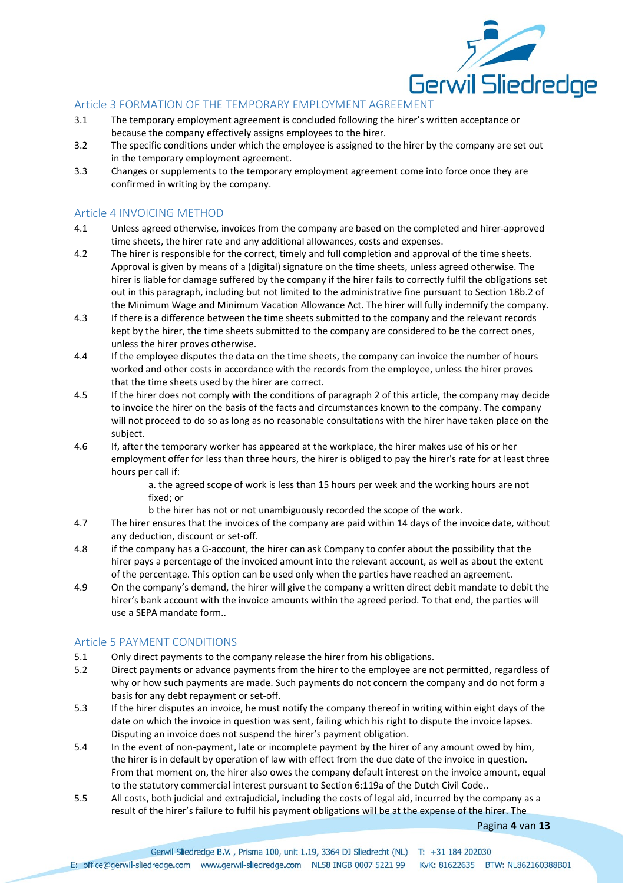## Article 3 FORMATION OF THE TEMPORARY EMPLOYMENT AGREEMENT

3.1 The temporary employment agreement is concluded following the hirer's written acceptance or because the company effectively assigns employees to the hirer.

3.2 The specific conditions under which the employee is assigned to the hirer by the company are set out in the temporary employment agreement.

3.3 Changes or supplements to the temporary employment agreement come into force once they are confirmed in writing by the company.

## Article 4 INVOICING METHOD

4.1 Unless agreed otherwise, invoices from the company are based on the completed and hirer-approved time sheets, the hirer rate and any additional allowances, costs and expenses.

4.2 The hirer is responsible for the correct, timely and full completion and approval of the time sheets. Approval is given by means of a (digital) signature on the time sheets, unless agreed otherwise. The hirer is liable for damage suffered by the company if the hirer fails to correctly fulfil the obligations set out in this paragraph, including but not limited to the administrative fine pursuant to Section 18b.2 of the Minimum Wage and Minimum Vacation Allowance Act. The hirer will fully indemnify the company.

4.3 If there is a difference between the time sheets submitted to the company and the relevant records kept by the hirer, the time sheets submitted to the company are considered to be the correct ones, unless the hirer proves otherwise.

4.4 If the employee disputes the data on the time sheets, the company can invoice the number of hours worked and other costs in accordance with the records from the employee, unless the hirer proves that the time sheets used by the hirer are correct.

4.5 If the hirer does not comply with the conditions of paragraph 2 of this article, the company may decide to invoice the hirer on the basis of the facts and circumstances known to the company. The company will not proceed to do so as long as no reasonable consultations with the hirer have taken place on the subject.

4.6 If, after the temporary worker has appeared at the workplace, the hirer makes use of his or her employment offer for less than three hours, the hirer is obliged to pay the hirer's rate for at least three hours per call if:

a. the agreed scope of work is less than 15 hours per week and the working hours are not fixed; or

b the hirer has not or not unambiguously recorded the scope of the work.

4.7 The hirer ensures that the invoices of the company are paid within 14 days of the invoice date, without any deduction, discount or set-off.

4.8 if the company has a G-account, the hirer can ask Company to confer about the possibility that the hirer pays a percentage of the invoiced amount into the relevant account, as well as about the extent of the percentage. This option can be used only when the parties have reached an agreement.

4.9 On the company's demand, the hirer will give the company a written direct debit mandate to debit the hirer's bank account with the invoice amounts within the agreed period. To that end, the parties will use a SEPA mandate form..

## Article 5 PAYMENT CONDITIONS

5.1 Only direct payments to the company release the hirer from his obligations.

5.2 Direct payments or advance payments from the hirer to the employee are not permitted, regardless of why or how such payments are made. Such payments do not concern the company and do not form a basis for any debt repayment or set-off.

5.3 If the hirer disputes an invoice, he must notify the company thereof in writing within eight days of the date on which the invoice in question was sent, failing which his right to dispute the invoice lapses. Disputing an invoice does not suspend the hirer's payment obligation.

5.4 In the event of non-payment, late or incomplete payment by the hirer of any amount owed by him, the hirer is in default by operation of law with effect from the due date of the invoice in question. From that moment on, the hirer also owes the company default interest on the invoice amount, equal to the statutory commercial interest pursuant to Section 6:119a of the Dutch Civil Code..

5.5 All costs, both judicial and extrajudicial, including the costs of legal aid, incurred by the company as a result of the hirer's failure to fulfil his payment obligations will be at the expense of the hirer. The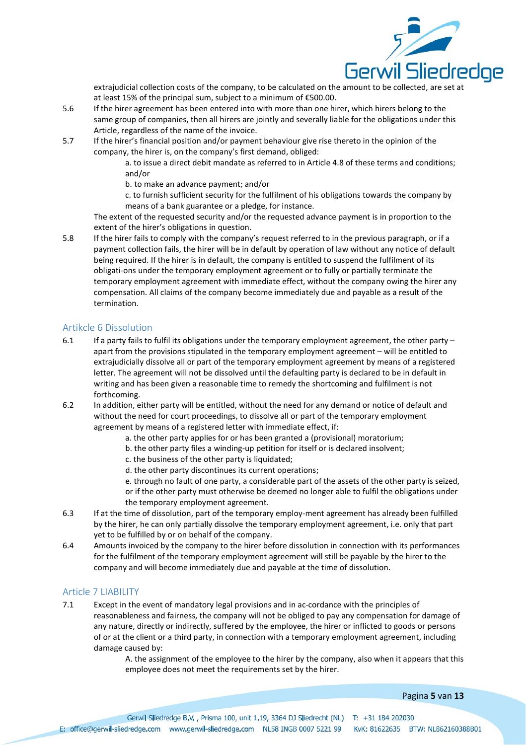extrajudicial collection costs of the company, to be calculated on the amount to be collected, are set at at least 15% of the principal sum, subject to a minimum of €500.00.

5.6 If the hirer agreement has been entered into with more than one hirer, which hirers belong to the same group of companies, then all hirers are jointly and severally liable for the obligations under this Article, regardless of the name of the invoice.

5.7 If the hirer's financial position and/or payment behaviour give rise thereto in the opinion of the company, the hirer is, on the company's first demand, obliged:

a. to issue a direct debit mandate as referred to in Article 4.8 of these terms and conditions; and/or

b. to make an advance payment; and/or

c. to furnish sufficient security for the fulfilment of his obligations towards the company by means of a bank guarantee or a pledge, for instance.

The extent of the requested security and/or the requested advance payment is in proportion to the extent of the hirer's obligations in question.

5.8 If the hirer fails to comply with the company's request referred to in the previous paragraph, or if a payment collection fails, the hirer will be in default by operation of law without any notice of default being required. If the hirer is in default, the company is entitled to suspend the fulfilment of its obligati-ons under the temporary employment agreement or to fully or partially terminate the temporary employment agreement with immediate effect, without the company owing the hirer any compensation. All claims of the company become immediately due and payable as a result of the termination.

## Artikcle 6 Dissolution

6.1 If a party fails to fulfil its obligations under the temporary employment agreement, the other party – apart from the provisions stipulated in the temporary employment agreement – will be entitled to extrajudicially dissolve all or part of the temporary employment agreement by means of a registered letter. The agreement will not be dissolved until the defaulting party is declared to be in default in writing and has been given a reasonable time to remedy the shortcoming and fulfilment is not forthcoming.

6.2 In addition, either party will be entitled, without the need for any demand or notice of default and without the need for court proceedings, to dissolve all or part of the temporary employment agreement by means of a registered letter with immediate effect, if:

a. the other party applies for or has been granted a (provisional) moratorium;

b. the other party files a winding-up petition for itself or is declared insolvent;

c. the business of the other party is liquidated;

d. the other party discontinues its current operations;

e. through no fault of one party, a considerable part of the assets of the other party is seized, or if the other party must otherwise be deemed no longer able to fulfil the obligations under the temporary employment agreement.

6.3 If at the time of dissolution, part of the temporary employ-ment agreement has already been fulfilled by the hirer, he can only partially dissolve the temporary employment agreement, i.e. only that part yet to be fulfilled by or on behalf of the company.

6.4 Amounts invoiced by the company to the hirer before dissolution in connection with its performances for the fulfilment of the temporary employment agreement will still be payable by the hirer to the company and will become immediately due and payable at the time of dissolution.

## Article 7 LIABILITY

7.1 Except in the event of mandatory legal provisions and in ac-cordance with the principles of reasonableness and fairness, the company will not be obliged to pay any compensation for damage of any nature, directly or indirectly, suffered by the employee, the hirer or inflicted to goods or persons of or at the client or a third party, in connection with a temporary employment agreement, including damage caused by:

A. the assignment of the employee to the hirer by the company, also when it appears that this employee does not meet the requirements set by the hirer.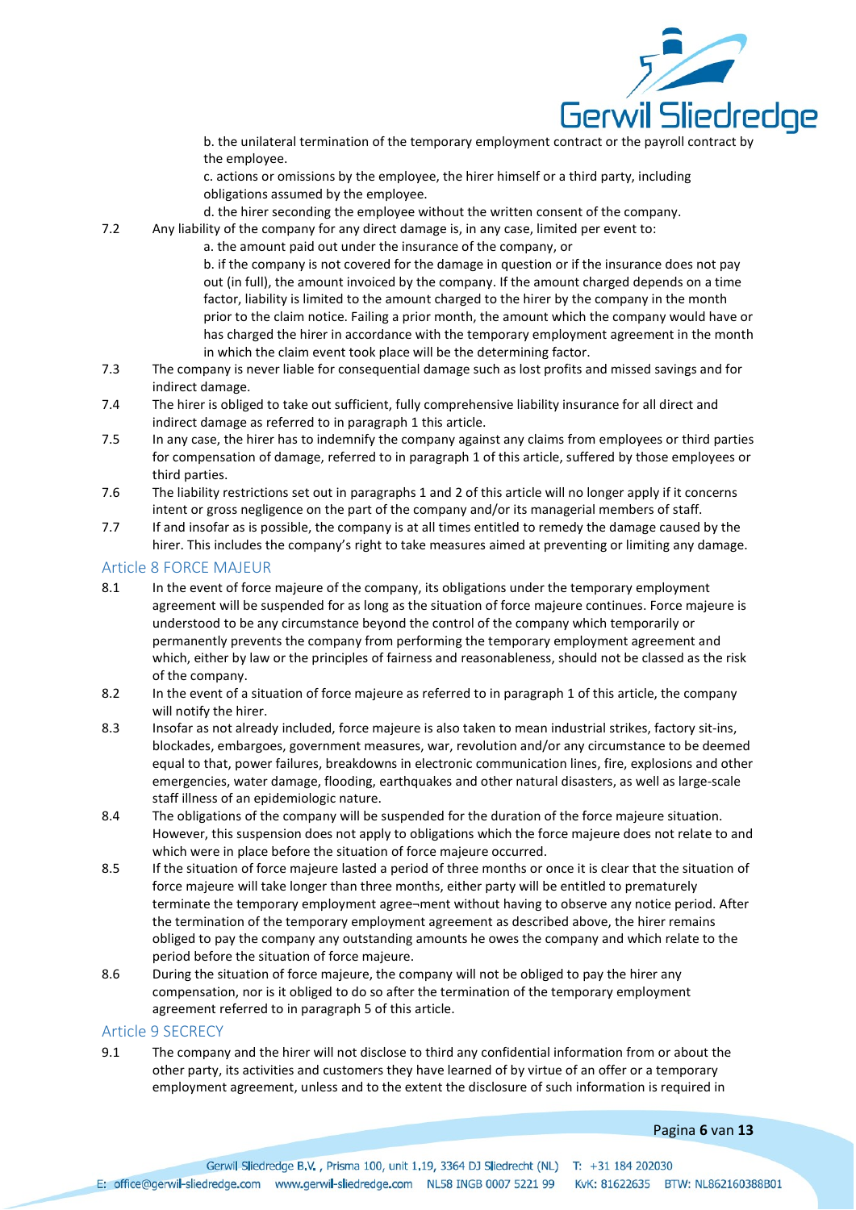b. the unilateral termination of the temporary employment contract or the payroll contract by the employee.

c. actions or omissions by the employee, the hirer himself or a third party, including obligations assumed by the employee.

d. the hirer seconding the employee without the written consent of the company.

7.2 Any liability of the company for any direct damage is, in any case, limited per event to:

a. the amount paid out under the insurance of the company, or

b. if the company is not covered for the damage in question or if the insurance does not pay out (in full), the amount invoiced by the company. If the amount charged depends on a time factor, liability is limited to the amount charged to the hirer by the company in the month prior to the claim notice. Failing a prior month, the amount which the company would have or has charged the hirer in accordance with the temporary employment agreement in the month in which the claim event took place will be the determining factor.

7.3 The company is never liable for consequential damage such as lost profits and missed savings and for indirect damage.

7.4 The hirer is obliged to take out sufficient, fully comprehensive liability insurance for all direct and indirect damage as referred to in paragraph 1 this article.

7.5 In any case, the hirer has to indemnify the company against any claims from employees or third parties for compensation of damage, referred to in paragraph 1 of this article, suffered by those employees or third parties.

7.6 The liability restrictions set out in paragraphs 1 and 2 of this article will no longer apply if it concerns intent or gross negligence on the part of the company and/or its managerial members of staff.

7.7 If and insofar as is possible, the company is at all times entitled to remedy the damage caused by the hirer. This includes the company's right to take measures aimed at preventing or limiting any damage.

## Article 8 FORCE MAJEUR

8.1 In the event of force majeure of the company, its obligations under the temporary employment agreement will be suspended for as long as the situation of force majeure continues. Force majeure is understood to be any circumstance beyond the control of the company which temporarily or permanently prevents the company from performing the temporary employment agreement and which, either by law or the principles of fairness and reasonableness, should not be classed as the risk of the company.

8.2 In the event of a situation of force majeure as referred to in paragraph 1 of this article, the company will notify the hirer.

8.3 Insofar as not already included, force majeure is also taken to mean industrial strikes, factory sit-ins, blockades, embargoes, government measures, war, revolution and/or any circumstance to be deemed equal to that, power failures, breakdowns in electronic communication lines, fire, explosions and other emergencies, water damage, flooding, earthquakes and other natural disasters, as well as large-scale staff illness of an epidemiologic nature.

8.4 The obligations of the company will be suspended for the duration of the force majeure situation. However, this suspension does not apply to obligations which the force majeure does not relate to and which were in place before the situation of force majeure occurred.

8.5 If the situation of force majeure lasted a period of three months or once it is clear that the situation of force majeure will take longer than three months, either party will be entitled to prematurely terminate the temporary employment agree¬ment without having to observe any notice period. After the termination of the temporary employment agreement as described above, the hirer remains obliged to pay the company any outstanding amounts he owes the company and which relate to the period before the situation of force majeure.

8.6 During the situation of force majeure, the company will not be obliged to pay the hirer any compensation, nor is it obliged to do so after the termination of the temporary employment agreement referred to in paragraph 5 of this article.

## Article 9 SECRECY

9.1 The company and the hirer will not disclose to third any confidential information from or about the other party, its activities and customers they have learned of by virtue of an offer or a temporary employment agreement, unless and to the extent the disclosure of such information is required in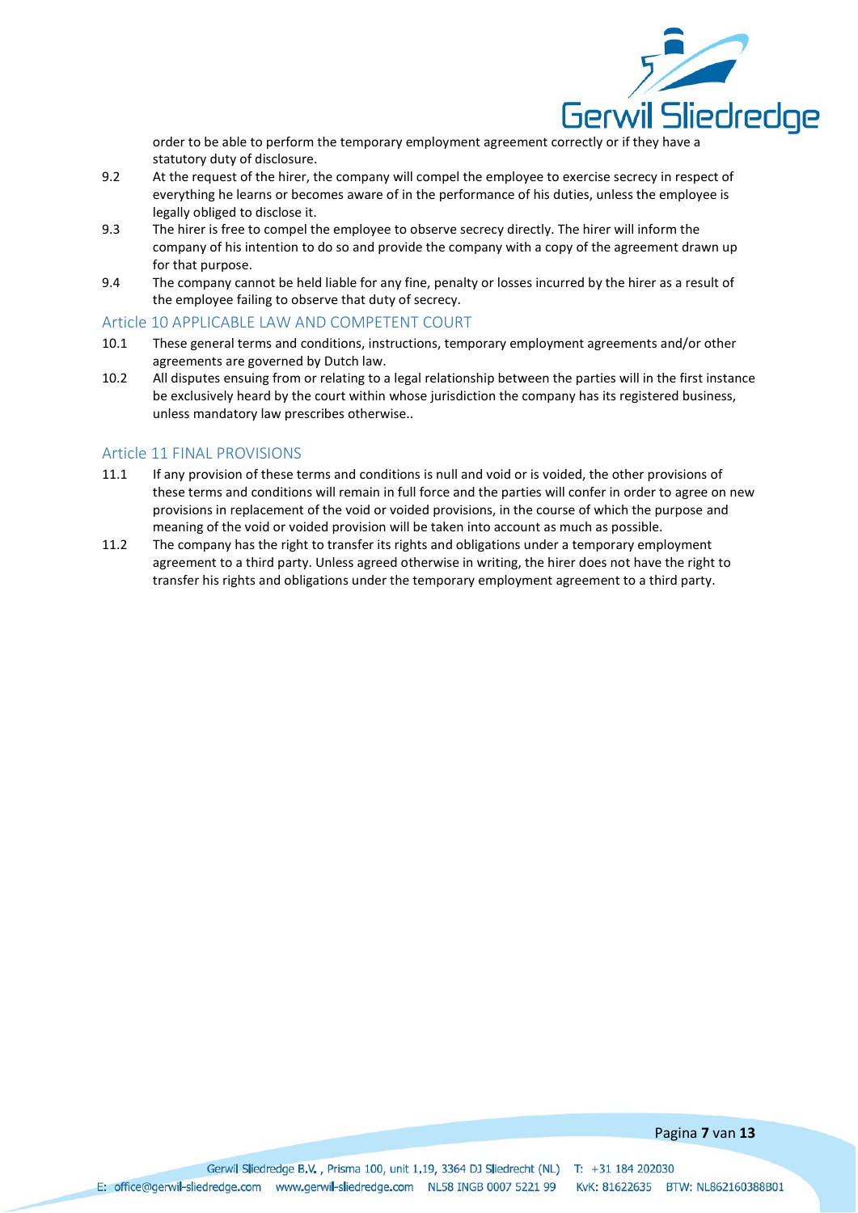order to be able to perform the temporary employment agreement correctly or if they have a statutory duty of disclosure.

9.2 At the request of the hirer, the company will compel the employee to exercise secrecy in respect of everything he learns or becomes aware of in the performance of his duties, unless the employee is legally obliged to disclose it.

9.3 The hirer is free to compel the employee to observe secrecy directly. The hirer will inform the company of his intention to do so and provide the company with a copy of the agreement drawn up for that purpose.

9.4 The company cannot be held liable for any fine, penalty or losses incurred by the hirer as a result of the employee failing to observe that duty of secrecy.

## Article 10 APPLICABLE LAW AND COMPETENT COURT

10.1 These general terms and conditions, instructions, temporary employment agreements and/or other agreements are governed by Dutch law.

10.2 All disputes ensuing from or relating to a legal relationship between the parties will in the first instance be exclusively heard by the court within whose jurisdiction the company has its registered business, unless mandatory law prescribes otherwise..

## Article 11 FINAL PROVISIONS

11.1 If any provision of these terms and conditions is null and void or is voided, the other provisions of these terms and conditions will remain in full force and the parties will confer in order to agree on new provisions in replacement of the void or voided provisions, in the course of which the purpose and meaning of the void or voided provision will be taken into account as much as possible.

11.2 The company has the right to transfer its rights and obligations under a temporary employment agreement to a third party. Unless agreed otherwise in writing, the hirer does not have the right to transfer his rights and obligations under the temporary employment agreement to a third party.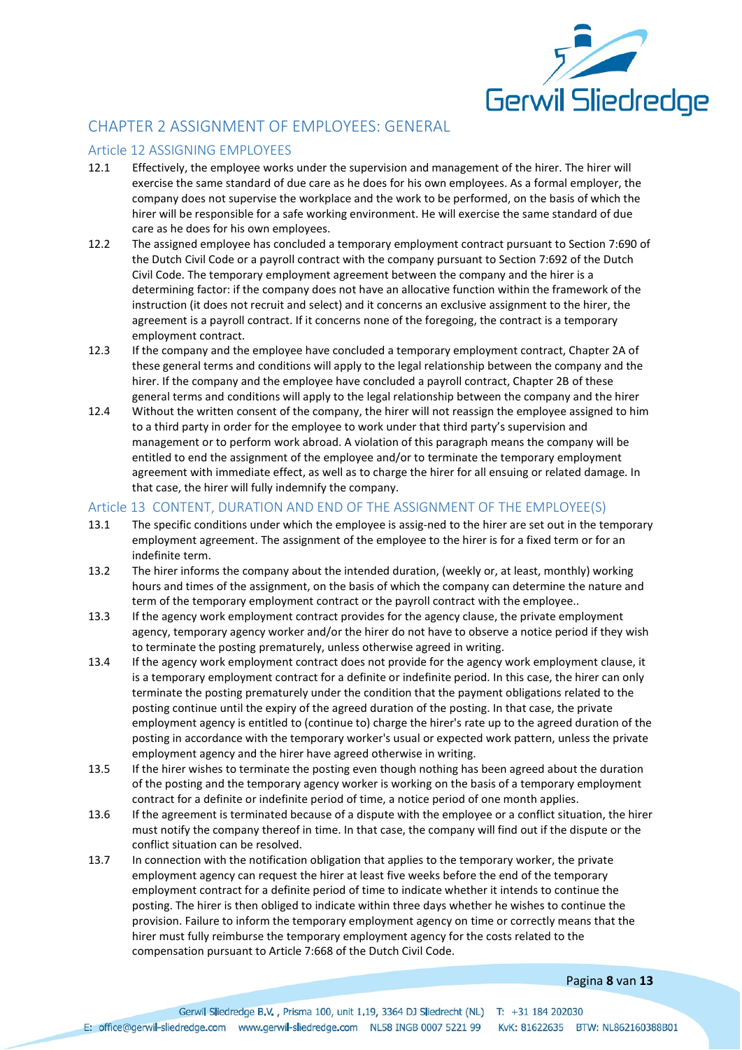## CHAPTER 2 ASSIGNMENT OF EMPLOYEES: GENERAL

### Article 12 ASSIGNING EMPLOYEES

12.1 Effectively, the employee works under the supervision and management of the hirer. The hirer will exercise the same standard of due care as he does for his own employees. As a formal employer, the company does not supervise the workplace and the work to be performed, on the basis of which the hirer will be responsible for a safe working environment. He will exercise the same standard of due care as he does for his own employees.

12.2 The assigned employee has concluded a temporary employment contract pursuant to Section 7:690 of the Dutch Civil Code or a payroll contract with the company pursuant to Section 7:692 of the Dutch Civil Code. The temporary employment agreement between the company and the hirer is a determining factor: if the company does not have an allocative function within the framework of the instruction (it does not recruit and select) and it concerns an exclusive assignment to the hirer, the agreement is a payroll contract. If it concerns none of the foregoing, the contract is a temporary employment contract.

12.3 If the company and the employee have concluded a temporary employment contract, Chapter 2A of these general terms and conditions will apply to the legal relationship between the company and the hirer. If the company and the employee have concluded a payroll contract, Chapter 2B of these general terms and conditions will apply to the legal relationship between the company and the hirer

12.4 Without the written consent of the company, the hirer will not reassign the employee assigned to him to a third party in order for the employee to work under that third party's supervision and management or to perform work abroad. A violation of this paragraph means the company will be entitled to end the assignment of the employee and/or to terminate the temporary employment agreement with immediate effect, as well as to charge the hirer for all ensuing or related damage. In that case, the hirer will fully indemnify the company.

### Article 13 CONTENT, DURATION AND END OF THE ASSIGNMENT OF THE EMPLOYEE(S)

13.1 The specific conditions under which the employee is assig-ned to the hirer are set out in the temporary employment agreement. The assignment of the employee to the hirer is for a fixed term or for an indefinite term.

13.2 The hirer informs the company about the intended duration, (weekly or, at least, monthly) working hours and times of the assignment, on the basis of which the company can determine the nature and term of the temporary employment contract or the payroll contract with the employee..

13.3 If the agency work employment contract provides for the agency clause, the private employment agency, temporary agency worker and/or the hirer do not have to observe a notice period if they wish to terminate the posting prematurely, unless otherwise agreed in writing.

13.4 If the agency work employment contract does not provide for the agency work employment clause, it is a temporary employment contract for a definite or indefinite period. In this case, the hirer can only terminate the posting prematurely under the condition that the payment obligations related to the posting continue until the expiry of the agreed duration of the posting. In that case, the private employment agency is entitled to (continue to) charge the hirer's rate up to the agreed duration of the posting in accordance with the temporary worker's usual or expected work pattern, unless the private employment agency and the hirer have agreed otherwise in writing.

13.5 If the hirer wishes to terminate the posting even though nothing has been agreed about the duration of the posting and the temporary agency worker is working on the basis of a temporary employment contract for a definite or indefinite period of time, a notice period of one month applies.

13.6 If the agreement is terminated because of a dispute with the employee or a conflict situation, the hirer must notify the company thereof in time. In that case, the company will find out if the dispute or the conflict situation can be resolved.

13.7 In connection with the notification obligation that applies to the temporary worker, the private employment agency can request the hirer at least five weeks before the end of the temporary employment contract for a definite period of time to indicate whether it intends to continue the posting. The hirer is then obliged to indicate within three days whether he wishes to continue the provision. Failure to inform the temporary employment agency on time or correctly means that the hirer must fully reimburse the temporary employment agency for the costs related to the compensation pursuant to Article 7:668 of the Dutch Civil Code.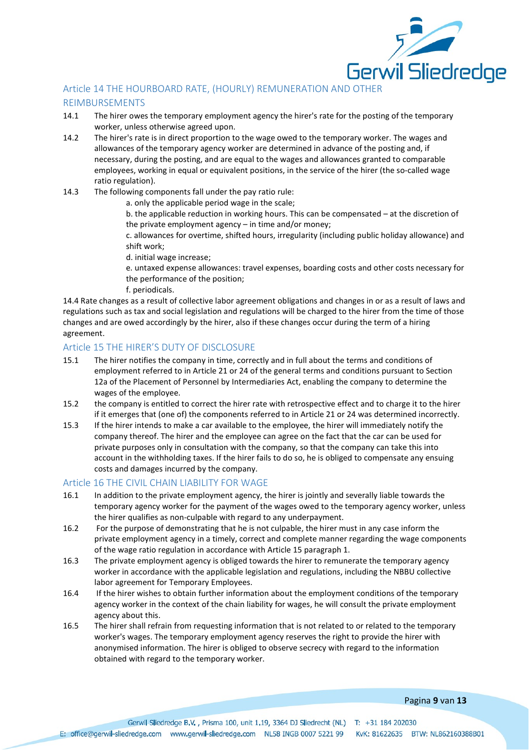## Article 14 THE HOURBOARD RATE, (HOURLY) REMUNERATION AND OTHER REIMBURSEMENTS

14.1 The hirer owes the temporary employment agency the hirer's rate for the posting of the temporary worker, unless otherwise agreed upon.

14.2 The hirer's rate is in direct proportion to the wage owed to the temporary worker. The wages and allowances of the temporary agency worker are determined in advance of the posting and, if necessary, during the posting, and are equal to the wages and allowances granted to comparable employees, working in equal or equivalent positions, in the service of the hirer (the so-called wage ratio regulation).

14.3 The following components fall under the pay ratio rule:

a. only the applicable period wage in the scale;

b. the applicable reduction in working hours. This can be compensated – at the discretion of the private employment agency – in time and/or money;

c. allowances for overtime, shifted hours, irregularity (including public holiday allowance) and shift work;

d. initial wage increase;

e. untaxed expense allowances: travel expenses, boarding costs and other costs necessary for the performance of the position;

f. periodicals.

14.4 Rate changes as a result of collective labor agreement obligations and changes in or as a result of laws and regulations such as tax and social legislation and regulations will be charged to the hirer from the time of those changes and are owed accordingly by the hirer, also if these changes occur during the term of a hiring agreement.

## Article 15 THE HIRER'S DUTY OF DISCLOSURE

15.1 The hirer notifies the company in time, correctly and in full about the terms and conditions of employment referred to in Article 21 or 24 of the general terms and conditions pursuant to Section 12a of the Placement of Personnel by Intermediaries Act, enabling the company to determine the wages of the employee.

15.2 the company is entitled to correct the hirer rate with retrospective effect and to charge it to the hirer if it emerges that (one of) the components referred to in Article 21 or 24 was determined incorrectly.

15.3 If the hirer intends to make a car available to the employee, the hirer will immediately notify the company thereof. The hirer and the employee can agree on the fact that the car can be used for private purposes only in consultation with the company, so that the company can take this into account in the withholding taxes. If the hirer fails to do so, he is obliged to compensate any ensuing costs and damages incurred by the company.

## Article 16 THE CIVIL CHAIN LIABILITY FOR WAGE

16.1 In addition to the private employment agency, the hirer is jointly and severally liable towards the temporary agency worker for the payment of the wages owed to the temporary agency worker, unless the hirer qualifies as non-culpable with regard to any underpayment.

16.2 For the purpose of demonstrating that he is not culpable, the hirer must in any case inform the private employment agency in a timely, correct and complete manner regarding the wage components of the wage ratio regulation in accordance with Article 15 paragraph 1.

16.3 The private employment agency is obliged towards the hirer to remunerate the temporary agency worker in accordance with the applicable legislation and regulations, including the NBBU collective labor agreement for Temporary Employees.

16.4 If the hirer wishes to obtain further information about the employment conditions of the temporary agency worker in the context of the chain liability for wages, he will consult the private employment agency about this.

16.5 The hirer shall refrain from requesting information that is not related to or related to the temporary worker's wages. The temporary employment agency reserves the right to provide the hirer with anonymised information. The hirer is obliged to observe secrecy with regard to the information obtained with regard to the temporary worker.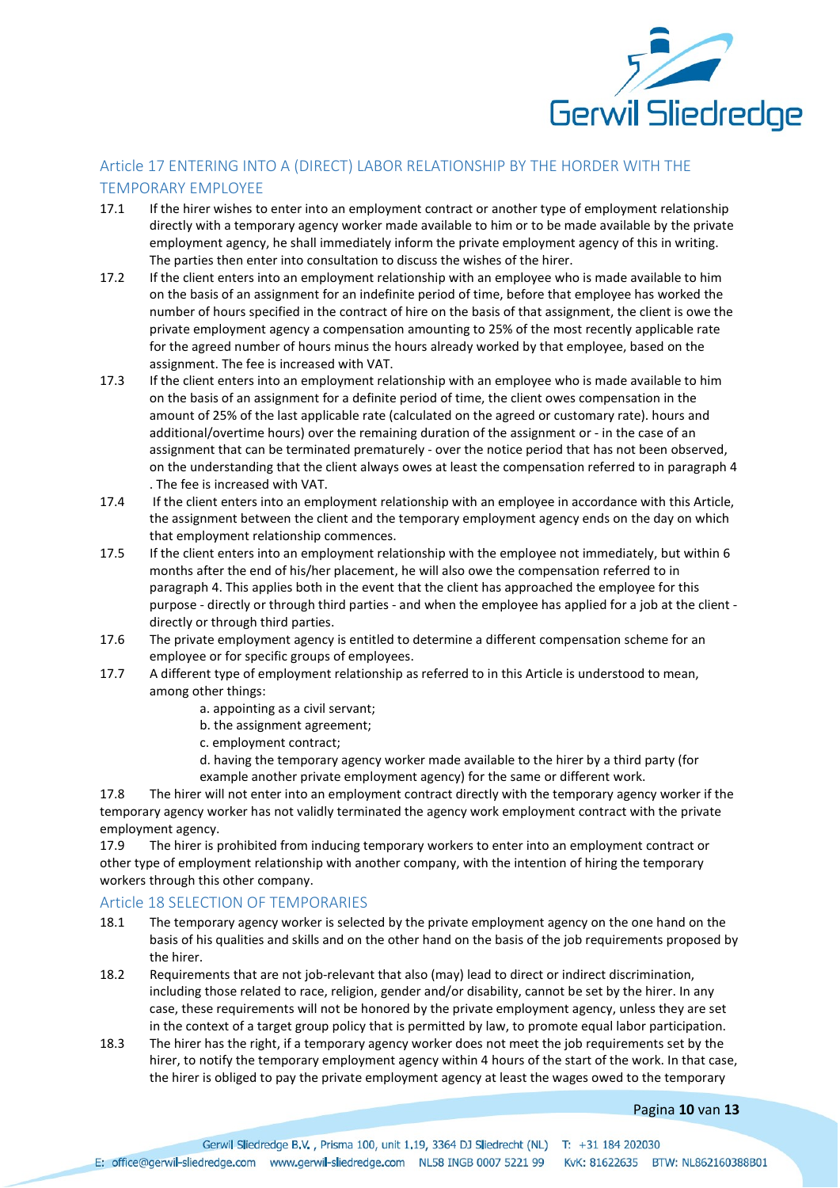## Article 17 ENTERING INTO A (DIRECT) LABOR RELATIONSHIP BY THE HORDER WITH THE TEMPORARY EMPLOYEE

17.1 If the hirer wishes to enter into an employment contract or another type of employment relationship directly with a temporary agency worker made available to him or to be made available by the private employment agency, he shall immediately inform the private employment agency of this in writing. The parties then enter into consultation to discuss the wishes of the hirer.

17.2 If the client enters into an employment relationship with an employee who is made available to him on the basis of an assignment for an indefinite period of time, before that employee has worked the number of hours specified in the contract of hire on the basis of that assignment, the client is owe the private employment agency a compensation amounting to 25% of the most recently applicable rate for the agreed number of hours minus the hours already worked by that employee, based on the assignment. The fee is increased with VAT.

17.3 If the client enters into an employment relationship with an employee who is made available to him on the basis of an assignment for a definite period of time, the client owes compensation in the amount of 25% of the last applicable rate (calculated on the agreed or customary rate). hours and additional/overtime hours) over the remaining duration of the assignment or - in the case of an assignment that can be terminated prematurely - over the notice period that has not been observed, on the understanding that the client always owes at least the compensation referred to in paragraph 4 . The fee is increased with VAT.

17.4 If the client enters into an employment relationship with an employee in accordance with this Article, the assignment between the client and the temporary employment agency ends on the day on which that employment relationship commences.

17.5 If the client enters into an employment relationship with the employee not immediately, but within 6 months after the end of his/her placement, he will also owe the compensation referred to in paragraph 4. This applies both in the event that the client has approached the employee for this purpose - directly or through third parties - and when the employee has applied for a job at the client - directly or through third parties.

17.6 The private employment agency is entitled to determine a different compensation scheme for an employee or for specific groups of employees.

17.7 A different type of employment relationship as referred to in this Article is understood to mean, among other things:

a. appointing as a civil servant;
b. the assignment agreement;
c. employment contract;
d. having the temporary agency worker made available to the hirer by a third party (for example another private employment agency) for the same or different work.

17.8 The hirer will not enter into an employment contract directly with the temporary agency worker if the temporary agency worker has not validly terminated the agency work employment contract with the private employment agency.

17.9 The hirer is prohibited from inducing temporary workers to enter into an employment contract or other type of employment relationship with another company, with the intention of hiring the temporary workers through this other company.

## Article 18 SELECTION OF TEMPORARIES

18.1 The temporary agency worker is selected by the private employment agency on the one hand on the basis of his qualities and skills and on the other hand on the basis of the job requirements proposed by the hirer.

18.2 Requirements that are not job-relevant that also (may) lead to direct or indirect discrimination, including those related to race, religion, gender and/or disability, cannot be set by the hirer. In any case, these requirements will not be honored by the private employment agency, unless they are set in the context of a target group policy that is permitted by law, to promote equal labor participation.

18.3 The hirer has the right, if a temporary agency worker does not meet the job requirements set by the hirer, to notify the temporary employment agency within 4 hours of the start of the work. In that case, the hirer is obliged to pay the private employment agency at least the wages owed to the temporary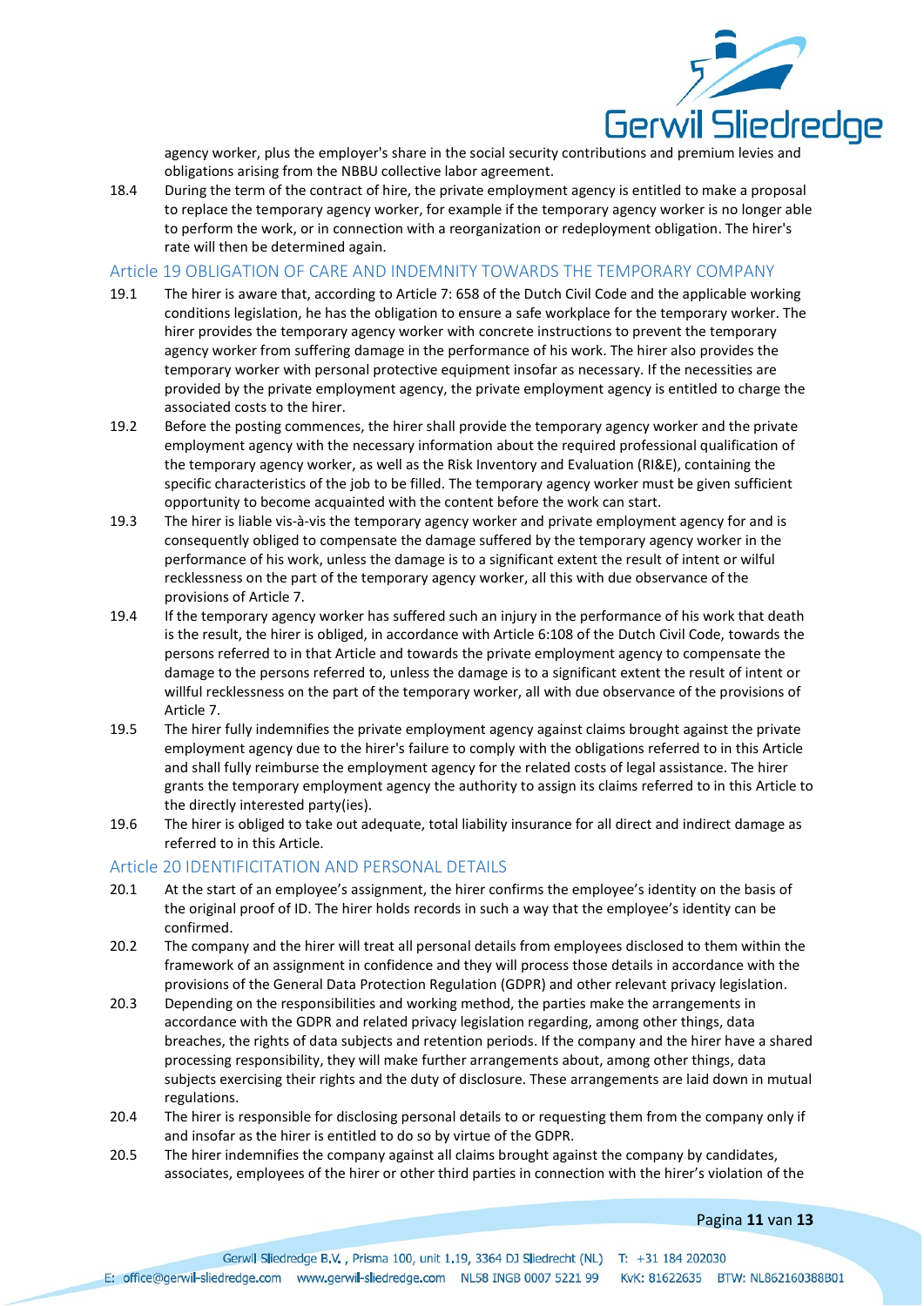agency worker, plus the employer's share in the social security contributions and premium levies and obligations arising from the NBBU collective labor agreement.

18.4 During the term of the contract of hire, the private employment agency is entitled to make a proposal to replace the temporary agency worker, for example if the temporary agency worker is no longer able to perform the work, or in connection with a reorganization or redeployment obligation. The hirer's rate will then be determined again.

## Article 19 OBLIGATION OF CARE AND INDEMNITY TOWARDS THE TEMPORARY COMPANY

19.1 The hirer is aware that, according to Article 7: 658 of the Dutch Civil Code and the applicable working conditions legislation, he has the obligation to ensure a safe workplace for the temporary worker. The hirer provides the temporary agency worker with concrete instructions to prevent the temporary agency worker from suffering damage in the performance of his work. The hirer also provides the temporary worker with personal protective equipment insofar as necessary. If the necessities are provided by the private employment agency, the private employment agency is entitled to charge the associated costs to the hirer.

19.2 Before the posting commences, the hirer shall provide the temporary agency worker and the private employment agency with the necessary information about the required professional qualification of the temporary agency worker, as well as the Risk Inventory and Evaluation (RI&E), containing the specific characteristics of the job to be filled. The temporary agency worker must be given sufficient opportunity to become acquainted with the content before the work can start.

19.3 The hirer is liable vis-à-vis the temporary agency worker and private employment agency for and is consequently obliged to compensate the damage suffered by the temporary agency worker in the performance of his work, unless the damage is to a significant extent the result of intent or wilful recklessness on the part of the temporary agency worker, all this with due observance of the provisions of Article 7.

19.4 If the temporary agency worker has suffered such an injury in the performance of his work that death is the result, the hirer is obliged, in accordance with Article 6:108 of the Dutch Civil Code, towards the persons referred to in that Article and towards the private employment agency to compensate the damage to the persons referred to, unless the damage is to a significant extent the result of intent or willful recklessness on the part of the temporary worker, all with due observance of the provisions of Article 7.

19.5 The hirer fully indemnifies the private employment agency against claims brought against the private employment agency due to the hirer's failure to comply with the obligations referred to in this Article and shall fully reimburse the employment agency for the related costs of legal assistance. The hirer grants the temporary employment agency the authority to assign its claims referred to in this Article to the directly interested party(ies).

19.6 The hirer is obliged to take out adequate, total liability insurance for all direct and indirect damage as referred to in this Article.

## Article 20 IDENTIFICITATION AND PERSONAL DETAILS

20.1 At the start of an employee's assignment, the hirer confirms the employee's identity on the basis of the original proof of ID. The hirer holds records in such a way that the employee's identity can be confirmed.

20.2 The company and the hirer will treat all personal details from employees disclosed to them within the framework of an assignment in confidence and they will process those details in accordance with the provisions of the General Data Protection Regulation (GDPR) and other relevant privacy legislation.

20.3 Depending on the responsibilities and working method, the parties make the arrangements in accordance with the GDPR and related privacy legislation regarding, among other things, data breaches, the rights of data subjects and retention periods. If the company and the hirer have a shared processing responsibility, they will make further arrangements about, among other things, data subjects exercising their rights and the duty of disclosure. These arrangements are laid down in mutual regulations.

20.4 The hirer is responsible for disclosing personal details to or requesting them from the company only if and insofar as the hirer is entitled to do so by virtue of the GDPR.

20.5 The hirer indemnifies the company against all claims brought against the company by candidates, associates, employees of the hirer or other third parties in connection with the hirer's violation of the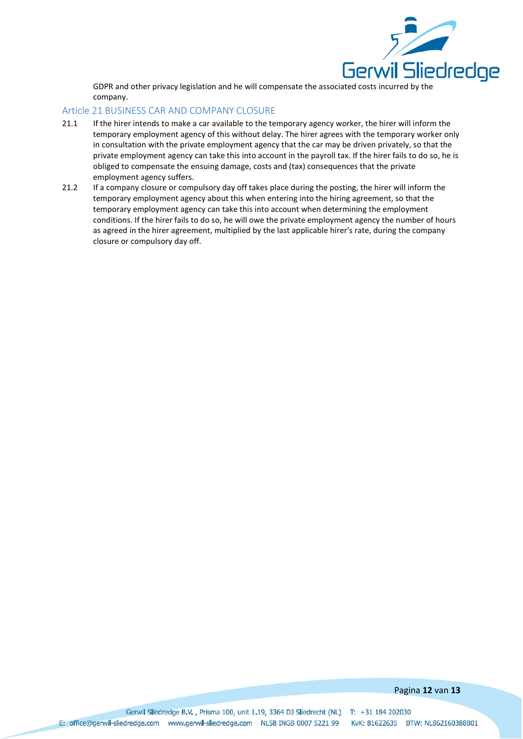GDPR and other privacy legislation and he will compensate the associated costs incurred by the company.

## Article 21 BUSINESS CAR AND COMPANY CLOSURE

21.1 If the hirer intends to make a car available to the temporary agency worker, the hirer will inform the temporary employment agency of this without delay. The hirer agrees with the temporary worker only in consultation with the private employment agency that the car may be driven privately, so that the private employment agency can take this into account in the payroll tax. If the hirer fails to do so, he is obliged to compensate the ensuing damage, costs and (tax) consequences that the private employment agency suffers.

21.2 If a company closure or compulsory day off takes place during the posting, the hirer will inform the temporary employment agency about this when entering into the hiring agreement, so that the temporary employment agency can take this into account when determining the employment conditions. If the hirer fails to do so, he will owe the private employment agency the number of hours as agreed in the hirer agreement, multiplied by the last applicable hirer's rate, during the company closure or compulsory day off.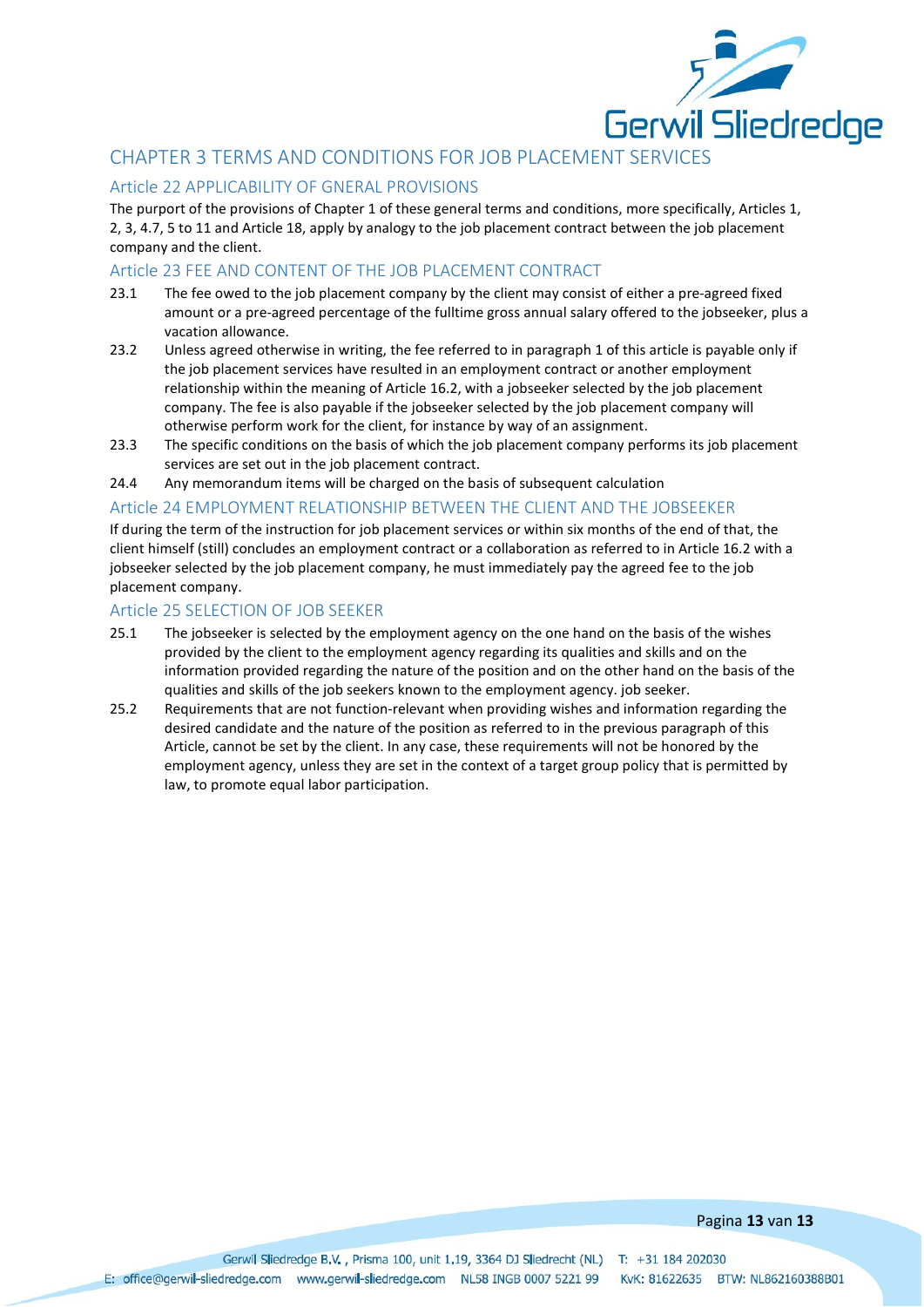# CHAPTER 3 TERMS AND CONDITIONS FOR JOB PLACEMENT SERVICES

## Article 22 APPLICABILITY OF GNERAL PROVISIONS

The purport of the provisions of Chapter 1 of these general terms and conditions, more specifically, Articles 1, 2, 3, 4.7, 5 to 11 and Article 18, apply by analogy to the job placement contract between the job placement company and the client.

## Article 23 FEE AND CONTENT OF THE JOB PLACEMENT CONTRACT

23.1 The fee owed to the job placement company by the client may consist of either a pre-agreed fixed amount or a pre-agreed percentage of the fulltime gross annual salary offered to the jobseeker, plus a vacation allowance.

23.2 Unless agreed otherwise in writing, the fee referred to in paragraph 1 of this article is payable only if the job placement services have resulted in an employment contract or another employment relationship within the meaning of Article 16.2, with a jobseeker selected by the job placement company. The fee is also payable if the jobseeker selected by the job placement company will otherwise perform work for the client, for instance by way of an assignment.

23.3 The specific conditions on the basis of which the job placement company performs its job placement services are set out in the job placement contract.

24.4 Any memorandum items will be charged on the basis of subsequent calculation

## Article 24 EMPLOYMENT RELATIONSHIP BETWEEN THE CLIENT AND THE JOBSEEKER

If during the term of the instruction for job placement services or within six months of the end of that, the client himself (still) concludes an employment contract or a collaboration as referred to in Article 16.2 with a jobseeker selected by the job placement company, he must immediately pay the agreed fee to the job placement company.

## Article 25 SELECTION OF JOB SEEKER

25.1 The jobseeker is selected by the employment agency on the one hand on the basis of the wishes provided by the client to the employment agency regarding its qualities and skills and on the information provided regarding the nature of the position and on the other hand on the basis of the qualities and skills of the job seekers known to the employment agency. job seeker.

25.2 Requirements that are not function-relevant when providing wishes and information regarding the desired candidate and the nature of the position as referred to in the previous paragraph of this Article, cannot be set by the client. In any case, these requirements will not be honored by the employment agency, unless they are set in the context of a target group policy that is permitted by law, to promote equal labor participation.